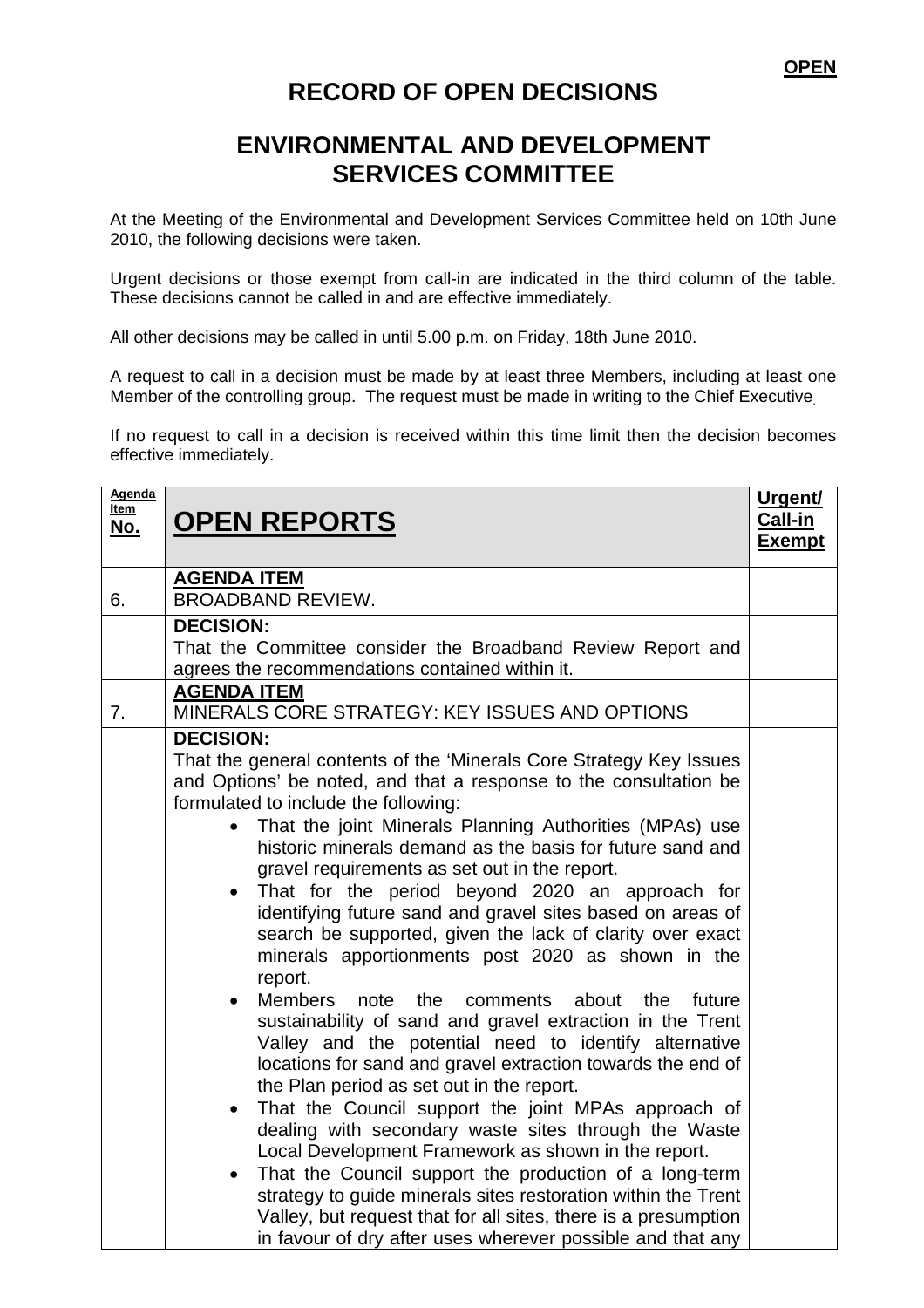**OPEN**

# RECORD OF OPEN DECISIONS

# ENVIRONMENTAL AND DEVELOPMENT SERVICES COMMITTEE

At the Meeting of the Environmental and Development Services Committee held on 10th June 2010, the following decisions were taken.

Urgent decisions or those exempt from call-in are indicated in the third column of the table. These decisions cannot be called in and are effective immediately.

All other decisions may be called in until 5.00 p.m. on Friday, 18th June 2010.

A request to call in a decision must be made by at least three Members, including at least one Member of the controlling group. The request must be made in writing to the Chief Executive.

If no request to call in a decision is received within this time limit then the decision becomes effective immediately.

| Agenda Item No. | OPEN REPORTS | Urgent/ Call-in Exempt |
|---|---|---|
| 6. | **AGENDA ITEM**<br>BROADBAND REVIEW. | |
| | **DECISION:**<br>That the Committee consider the Broadband Review Report and agrees the recommendations contained within it. | |
| 7. | **AGENDA ITEM**<br>MINERALS CORE STRATEGY: KEY ISSUES AND OPTIONS | |
| | **DECISION:**<br>That the general contents of the 'Minerals Core Strategy Key Issues and Options' be noted, and that a response to the consultation be formulated to include the following:<br>• That the joint Minerals Planning Authorities (MPAs) use historic minerals demand as the basis for future sand and gravel requirements as set out in the report.<br>• That for the period beyond 2020 an approach for identifying future sand and gravel sites based on areas of search be supported, given the lack of clarity over exact minerals apportionments post 2020 as shown in the report.<br>• Members note the comments about the future sustainability of sand and gravel extraction in the Trent Valley and the potential need to identify alternative locations for sand and gravel extraction towards the end of the Plan period as set out in the report.<br>• That the Council support the joint MPAs approach of dealing with secondary waste sites through the Waste Local Development Framework as shown in the report.<br>• That the Council support the production of a long-term strategy to guide minerals sites restoration within the Trent Valley, but request that for all sites, there is a presumption in favour of dry after uses wherever possible and that any | |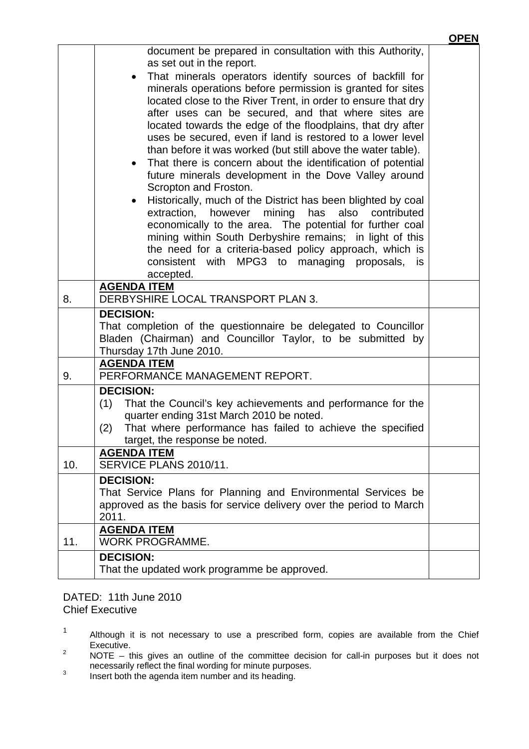OPEN

| | | |
|---|---|---|
| | document be prepared in consultation with this Authority, as set out in the report.<br>• That minerals operators identify sources of backfill for minerals operations before permission is granted for sites located close to the River Trent, in order to ensure that dry after uses can be secured, and that where sites are located towards the edge of the floodplains, that dry after uses be secured, even if land is restored to a lower level than before it was worked (but still above the water table).<br>• That there is concern about the identification of potential future minerals development in the Dove Valley around Scropton and Froston.<br>• Historically, much of the District has been blighted by coal extraction, however mining has also contributed economically to the area. The potential for further coal mining within South Derbyshire remains; in light of this the need for a criteria-based policy approach, which is consistent with MPG3 to managing proposals, is accepted. | |
| 8. | **AGENDA ITEM**<br>DERBYSHIRE LOCAL TRANSPORT PLAN 3. | |
| | **DECISION:**<br>That completion of the questionnaire be delegated to Councillor Bladen (Chairman) and Councillor Taylor, to be submitted by Thursday 17th June 2010. | |
| 9. | **AGENDA ITEM**<br>PERFORMANCE MANAGEMENT REPORT. | |
| | **DECISION:**<br>(1) That the Council's key achievements and performance for the quarter ending 31st March 2010 be noted.<br>(2) That where performance has failed to achieve the specified target, the response be noted. | |
| 10. | **AGENDA ITEM**<br>SERVICE PLANS 2010/11. | |
| | **DECISION:**<br>That Service Plans for Planning and Environmental Services be approved as the basis for service delivery over the period to March 2011. | |
| 11. | **AGENDA ITEM**<br>WORK PROGRAMME. | |
| | **DECISION:**<br>That the updated work programme be approved. | |

DATED: 11th June 2010
Chief Executive

[1] Although it is not necessary to use a prescribed form, copies are available from the Chief Executive.

[2] NOTE – this gives an outline of the committee decision for call-in purposes but it does not necessarily reflect the final wording for minute purposes.

[3] Insert both the agenda item number and its heading.